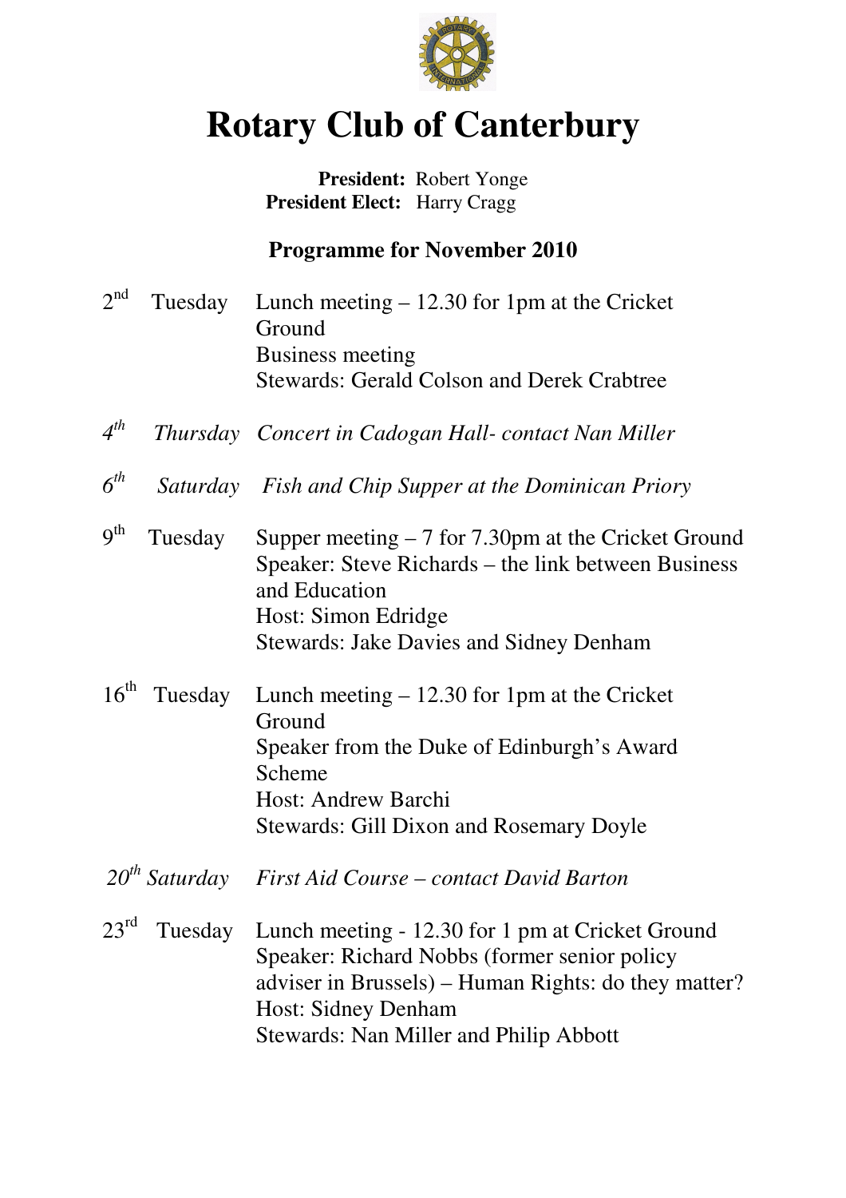# Rotary Club of Canterbury

**President:** Robert Yonge
**President Elect:** Harry Cragg

## Programme for November 2010

**2nd Tuesday**
Lunch meeting – 12.30 for 1pm at the Cricket Ground
Business meeting
Stewards: Gerald Colson and Derek Crabtree

*4th Thursday*
*Concert in Cadogan Hall- contact Nan Miller*

*6th Saturday*
*Fish and Chip Supper at the Dominican Priory*

**9th Tuesday**
Supper meeting – 7 for 7.30pm at the Cricket Ground
Speaker: Steve Richards – the link between Business and Education
Host: Simon Edridge
Stewards: Jake Davies and Sidney Denham

**16th Tuesday**
Lunch meeting – 12.30 for 1pm at the Cricket Ground
Speaker from the Duke of Edinburgh's Award Scheme
Host: Andrew Barchi
Stewards: Gill Dixon and Rosemary Doyle

*20th Saturday*
*First Aid Course – contact David Barton*

**23rd Tuesday**
Lunch meeting - 12.30 for 1 pm at Cricket Ground
Speaker: Richard Nobbs (former senior policy adviser in Brussels) – Human Rights: do they matter?
Host: Sidney Denham
Stewards: Nan Miller and Philip Abbott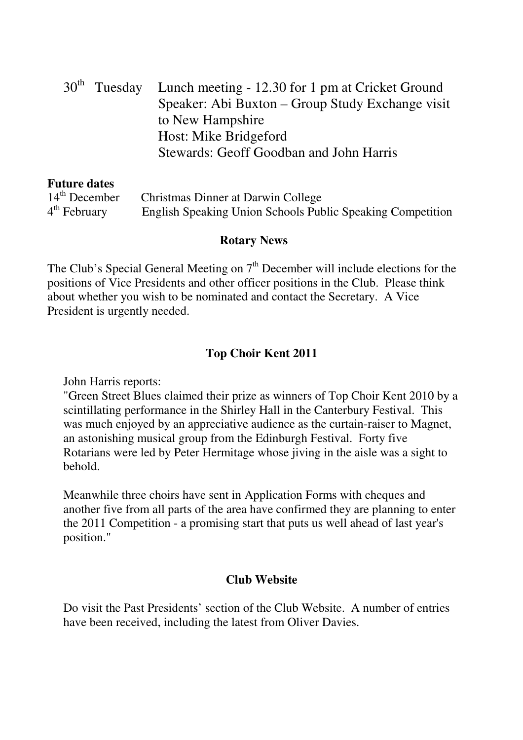30th Tuesday Lunch meeting - 12.30 for 1 pm at Cricket Ground
Speaker: Abi Buxton – Group Study Exchange visit to New Hampshire
Host: Mike Bridgeford
Stewards: Geoff Goodban and John Harris

**Future dates**

14th December Christmas Dinner at Darwin College
4th February English Speaking Union Schools Public Speaking Competition

**Rotary News**

The Club's Special General Meeting on 7th December will include elections for the positions of Vice Presidents and other officer positions in the Club. Please think about whether you wish to be nominated and contact the Secretary. A Vice President is urgently needed.

**Top Choir Kent 2011**

John Harris reports:
"Green Street Blues claimed their prize as winners of Top Choir Kent 2010 by a scintillating performance in the Shirley Hall in the Canterbury Festival. This was much enjoyed by an appreciative audience as the curtain-raiser to Magnet, an astonishing musical group from the Edinburgh Festival. Forty five Rotarians were led by Peter Hermitage whose jiving in the aisle was a sight to behold.

Meanwhile three choirs have sent in Application Forms with cheques and another five from all parts of the area have confirmed they are planning to enter the 2011 Competition - a promising start that puts us well ahead of last year's position."

**Club Website**

Do visit the Past Presidents' section of the Club Website. A number of entries have been received, including the latest from Oliver Davies.